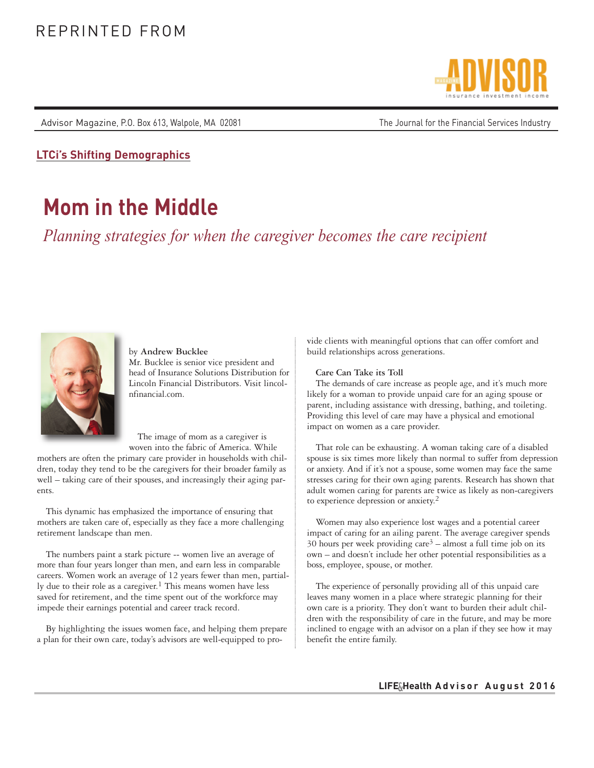REPRINTED FROM

Advisor Magazine, P.O. Box 613, Walpole, MA 02081

The Journal for the Financial Services Industry

**LTCi's Shifting Demographics**

# Mom in the Middle

*Planning strategies for when the caregiver becomes the care recipient*

by **Andrew Bucklee**
Mr. Bucklee is senior vice president and head of Insurance Solutions Distribution for Lincoln Financial Distributors. Visit lincolnfinancial.com.

The image of mom as a caregiver is woven into the fabric of America. While mothers are often the primary care provider in households with children, today they tend to be the caregivers for their broader family as well – taking care of their spouses, and increasingly their aging parents.

This dynamic has emphasized the importance of ensuring that mothers are taken care of, especially as they face a more challenging retirement landscape than men.

The numbers paint a stark picture -- women live an average of more than four years longer than men, and earn less in comparable careers. Women work an average of 12 years fewer than men, partially due to their role as a caregiver.[1] This means women have less saved for retirement, and the time spent out of the workforce may impede their earnings potential and career track record.

By highlighting the issues women face, and helping them prepare a plan for their own care, today's advisors are well-equipped to provide clients with meaningful options that can offer comfort and build relationships across generations.

**Care Can Take its Toll**

The demands of care increase as people age, and it's much more likely for a woman to provide unpaid care for an aging spouse or parent, including assistance with dressing, bathing, and toileting. Providing this level of care may have a physical and emotional impact on women as a care provider.

That role can be exhausting. A woman taking care of a disabled spouse is six times more likely than normal to suffer from depression or anxiety. And if it's not a spouse, some women may face the same stresses caring for their own aging parents. Research has shown that adult women caring for parents are twice as likely as non-caregivers to experience depression or anxiety.[2]

Women may also experience lost wages and a potential career impact of caring for an ailing parent. The average caregiver spends 30 hours per week providing care[3] – almost a full time job on its own – and doesn't include her other potential responsibilities as a boss, employee, spouse, or mother.

The experience of personally providing all of this unpaid care leaves many women in a place where strategic planning for their own care is a priority. They don't want to burden their adult children with the responsibility of care in the future, and may be more inclined to engage with an advisor on a plan if they see how it may benefit the entire family.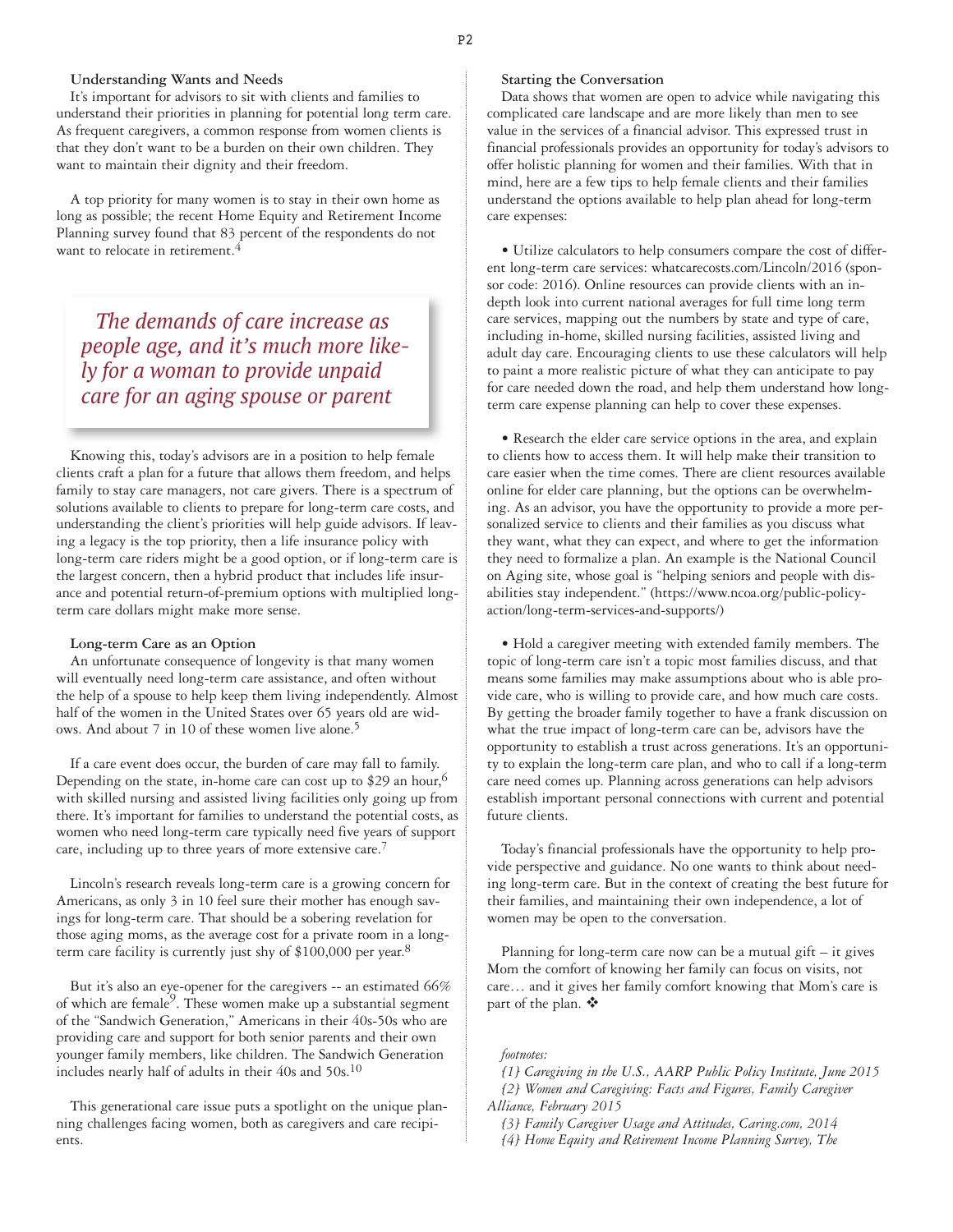### Understanding Wants and Needs

It's important for advisors to sit with clients and families to understand their priorities in planning for potential long term care. As frequent caregivers, a common response from women clients is that they don't want to be a burden on their own children. They want to maintain their dignity and their freedom.

A top priority for many women is to stay in their own home as long as possible; the recent Home Equity and Retirement Income Planning survey found that 83 percent of the respondents do not want to relocate in retirement.[4]

> *The demands of care increase as people age, and it's much more likely for a woman to provide unpaid care for an aging spouse or parent*

Knowing this, today's advisors are in a position to help female clients craft a plan for a future that allows them freedom, and helps family to stay care managers, not care givers. There is a spectrum of solutions available to clients to prepare for long-term care costs, and understanding the client's priorities will help guide advisors. If leaving a legacy is the top priority, then a life insurance policy with long-term care riders might be a good option, or if long-term care is the largest concern, then a hybrid product that includes life insurance and potential return-of-premium options with multiplied long-term care dollars might make more sense.

### Long-term Care as an Option

An unfortunate consequence of longevity is that many women will eventually need long-term care assistance, and often without the help of a spouse to help keep them living independently. Almost half of the women in the United States over 65 years old are widows. And about 7 in 10 of these women live alone.[5]

If a care event does occur, the burden of care may fall to family. Depending on the state, in-home care can cost up to $29 an hour,[6] with skilled nursing and assisted living facilities only going up from there. It's important for families to understand the potential costs, as women who need long-term care typically need five years of support care, including up to three years of more extensive care.[7]

Lincoln's research reveals long-term care is a growing concern for Americans, as only 3 in 10 feel sure their mother has enough savings for long-term care. That should be a sobering revelation for those aging moms, as the average cost for a private room in a long-term care facility is currently just shy of $100,000 per year.[8]

But it's also an eye-opener for the caregivers -- an estimated 66% of which are female[9]. These women make up a substantial segment of the "Sandwich Generation," Americans in their 40s-50s who are providing care and support for both senior parents and their own younger family members, like children. The Sandwich Generation includes nearly half of adults in their 40s and 50s.[10]

This generational care issue puts a spotlight on the unique planning challenges facing women, both as caregivers and care recipients.

### Starting the Conversation

Data shows that women are open to advice while navigating this complicated care landscape and are more likely than men to see value in the services of a financial advisor. This expressed trust in financial professionals provides an opportunity for today's advisors to offer holistic planning for women and their families. With that in mind, here are a few tips to help female clients and their families understand the options available to help plan ahead for long-term care expenses:

- Utilize calculators to help consumers compare the cost of different long-term care services: whatcarecosts.com/Lincoln/2016 (sponsor code: 2016). Online resources can provide clients with an in-depth look into current national averages for full time long term care services, mapping out the numbers by state and type of care, including in-home, skilled nursing facilities, assisted living and adult day care. Encouraging clients to use these calculators will help to paint a more realistic picture of what they can anticipate to pay for care needed down the road, and help them understand how long-term care expense planning can help to cover these expenses.

- Research the elder care service options in the area, and explain to clients how to access them. It will help make their transition to care easier when the time comes. There are client resources available online for elder care planning, but the options can be overwhelming. As an advisor, you have the opportunity to provide a more personalized service to clients and their families as you discuss what they want, what they can expect, and where to get the information they need to formalize a plan. An example is the National Council on Aging site, whose goal is "helping seniors and people with disabilities stay independent." (https://www.ncoa.org/public-policy-action/long-term-services-and-supports/)

- Hold a caregiver meeting with extended family members. The topic of long-term care isn't a topic most families discuss, and that means some families may make assumptions about who is able provide care, who is willing to provide care, and how much care costs. By getting the broader family together to have a frank discussion on what the true impact of long-term care can be, advisors have the opportunity to establish a trust across generations. It's an opportunity to explain the long-term care plan, and who to call if a long-term care need comes up. Planning across generations can help advisors establish important personal connections with current and potential future clients.

Today's financial professionals have the opportunity to help provide perspective and guidance. No one wants to think about needing long-term care. But in the context of creating the best future for their families, and maintaining their own independence, a lot of women may be open to the conversation.

Planning for long-term care now can be a mutual gift – it gives Mom the comfort of knowing her family can focus on visits, not care… and it gives her family comfort knowing that Mom's care is part of the plan. ❖

*footnotes:*

*{1} Caregiving in the U.S., AARP Public Policy Institute, June 2015*

*{2} Women and Caregiving: Facts and Figures, Family Caregiver Alliance, February 2015*

*{3} Family Caregiver Usage and Attitudes, Caring.com, 2014*

*{4} Home Equity and Retirement Income Planning Survey, The*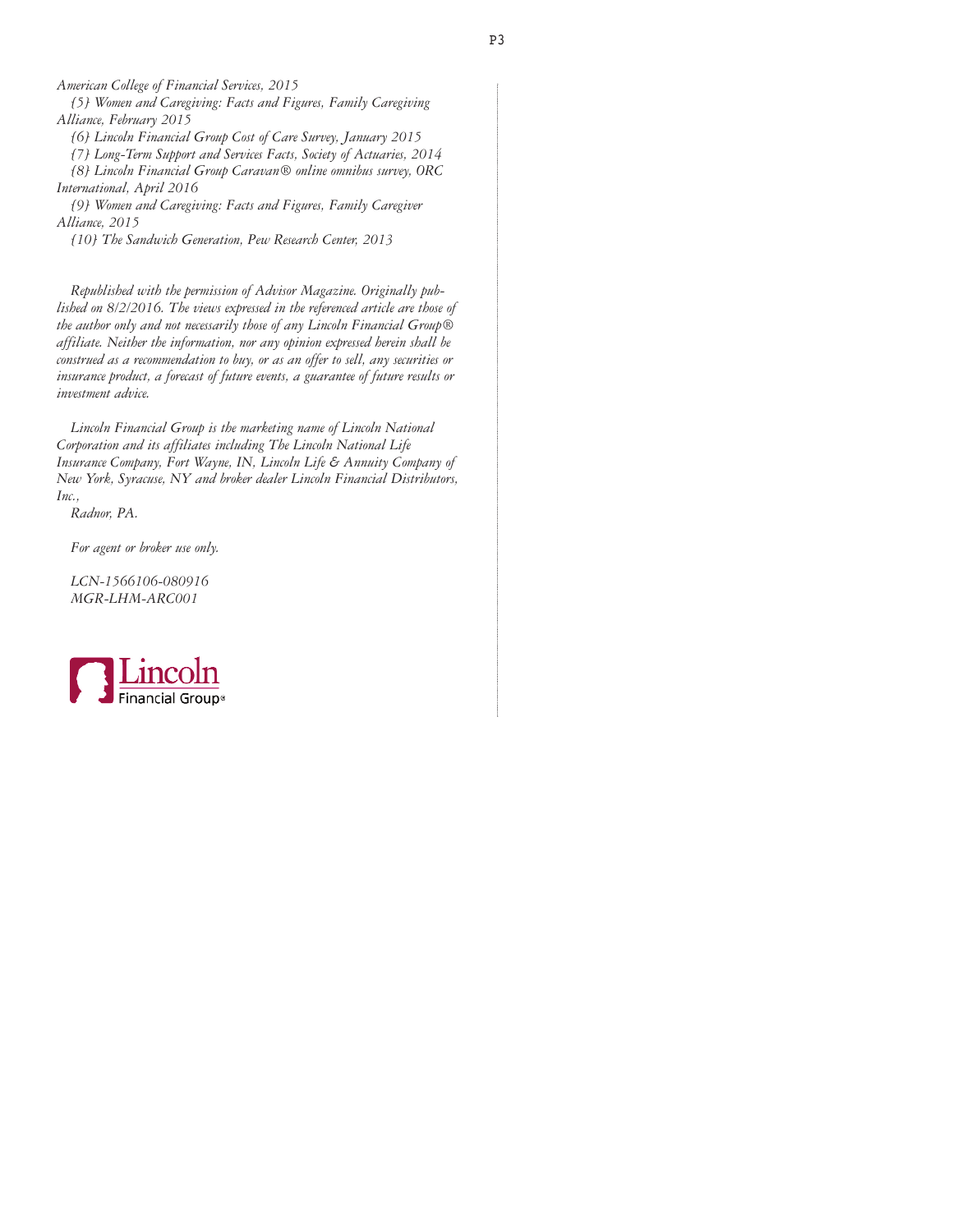*American College of Financial Services, 2015*

*{5} Women and Caregiving: Facts and Figures, Family Caregiving Alliance, February 2015*

*{6} Lincoln Financial Group Cost of Care Survey, January 2015*

*{7} Long-Term Support and Services Facts, Society of Actuaries, 2014*

*{8} Lincoln Financial Group Caravan® online omnibus survey, ORC International, April 2016*

*{9} Women and Caregiving: Facts and Figures, Family Caregiver Alliance, 2015*

*{10} The Sandwich Generation, Pew Research Center, 2013*

*Republished with the permission of Advisor Magazine. Originally published on 8/2/2016. The views expressed in the referenced article are those of the author only and not necessarily those of any Lincoln Financial Group® affiliate. Neither the information, nor any opinion expressed herein shall be construed as a recommendation to buy, or as an offer to sell, any securities or insurance product, a forecast of future events, a guarantee of future results or investment advice.*

*Lincoln Financial Group is the marketing name of Lincoln National Corporation and its affiliates including The Lincoln National Life Insurance Company, Fort Wayne, IN, Lincoln Life & Annuity Company of New York, Syracuse, NY and broker dealer Lincoln Financial Distributors, Inc.,*

*Radnor, PA.*

*For agent or broker use only.*

*LCN-1566106-080916*
*MGR-LHM-ARC001*

Lincoln Financial Group®